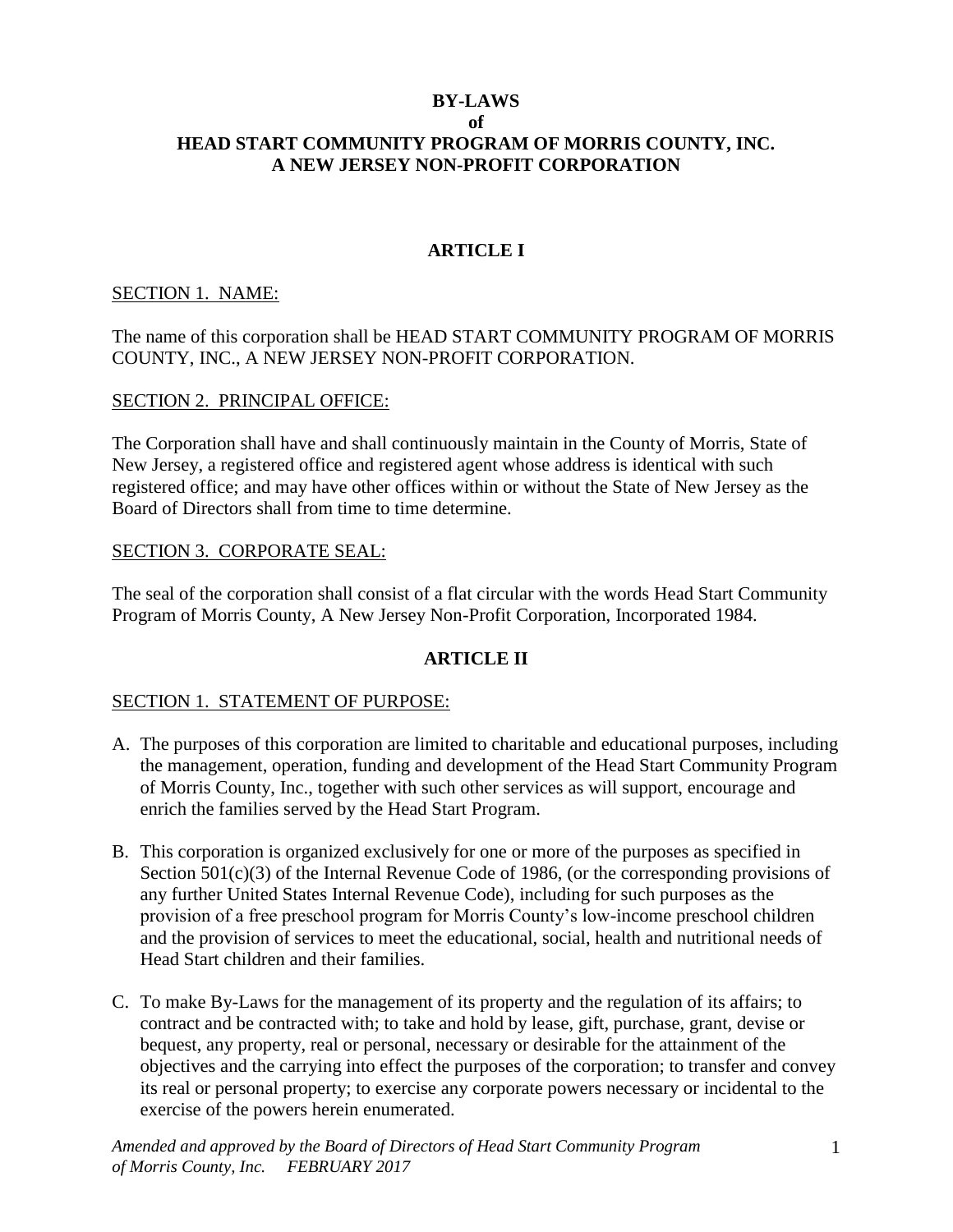# BY-LAWS
# of
# HEAD START COMMUNITY PROGRAM OF MORRIS COUNTY, INC.
# A NEW JERSEY NON-PROFIT CORPORATION

## ARTICLE I

### SECTION 1. NAME:

The name of this corporation shall be HEAD START COMMUNITY PROGRAM OF MORRIS COUNTY, INC., A NEW JERSEY NON-PROFIT CORPORATION.

### SECTION 2. PRINCIPAL OFFICE:

The Corporation shall have and shall continuously maintain in the County of Morris, State of New Jersey, a registered office and registered agent whose address is identical with such registered office; and may have other offices within or without the State of New Jersey as the Board of Directors shall from time to time determine.

### SECTION 3. CORPORATE SEAL:

The seal of the corporation shall consist of a flat circular with the words Head Start Community Program of Morris County, A New Jersey Non-Profit Corporation, Incorporated 1984.

## ARTICLE II

### SECTION 1. STATEMENT OF PURPOSE:

A. The purposes of this corporation are limited to charitable and educational purposes, including the management, operation, funding and development of the Head Start Community Program of Morris County, Inc., together with such other services as will support, encourage and enrich the families served by the Head Start Program.

B. This corporation is organized exclusively for one or more of the purposes as specified in Section 501(c)(3) of the Internal Revenue Code of 1986, (or the corresponding provisions of any further United States Internal Revenue Code), including for such purposes as the provision of a free preschool program for Morris County's low-income preschool children and the provision of services to meet the educational, social, health and nutritional needs of Head Start children and their families.

C. To make By-Laws for the management of its property and the regulation of its affairs; to contract and be contracted with; to take and hold by lease, gift, purchase, grant, devise or bequest, any property, real or personal, necessary or desirable for the attainment of the objectives and the carrying into effect the purposes of the corporation; to transfer and convey its real or personal property; to exercise any corporate powers necessary or incidental to the exercise of the powers herein enumerated.

*Amended and approved by the Board of Directors of Head Start Community Program of Morris County, Inc. FEBRUARY 2017*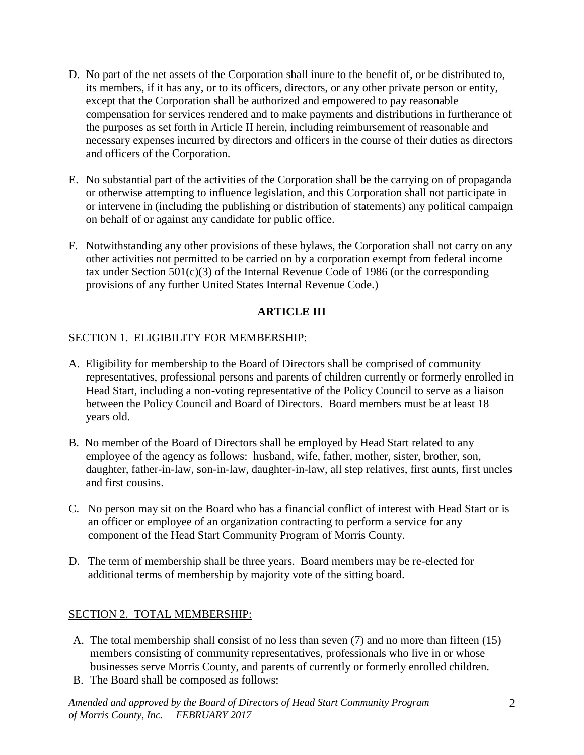D. No part of the net assets of the Corporation shall inure to the benefit of, or be distributed to, its members, if it has any, or to its officers, directors, or any other private person or entity, except that the Corporation shall be authorized and empowered to pay reasonable compensation for services rendered and to make payments and distributions in furtherance of the purposes as set forth in Article II herein, including reimbursement of reasonable and necessary expenses incurred by directors and officers in the course of their duties as directors and officers of the Corporation.

E. No substantial part of the activities of the Corporation shall be the carrying on of propaganda or otherwise attempting to influence legislation, and this Corporation shall not participate in or intervene in (including the publishing or distribution of statements) any political campaign on behalf of or against any candidate for public office.

F. Notwithstanding any other provisions of these bylaws, the Corporation shall not carry on any other activities not permitted to be carried on by a corporation exempt from federal income tax under Section 501(c)(3) of the Internal Revenue Code of 1986 (or the corresponding provisions of any further United States Internal Revenue Code.)

## ARTICLE III

### SECTION 1. ELIGIBILITY FOR MEMBERSHIP:

A. Eligibility for membership to the Board of Directors shall be comprised of community representatives, professional persons and parents of children currently or formerly enrolled in Head Start, including a non-voting representative of the Policy Council to serve as a liaison between the Policy Council and Board of Directors. Board members must be at least 18 years old.

B. No member of the Board of Directors shall be employed by Head Start related to any employee of the agency as follows: husband, wife, father, mother, sister, brother, son, daughter, father-in-law, son-in-law, daughter-in-law, all step relatives, first aunts, first uncles and first cousins.

C. No person may sit on the Board who has a financial conflict of interest with Head Start or is an officer or employee of an organization contracting to perform a service for any component of the Head Start Community Program of Morris County.

D. The term of membership shall be three years. Board members may be re-elected for additional terms of membership by majority vote of the sitting board.

### SECTION 2. TOTAL MEMBERSHIP:

A. The total membership shall consist of no less than seven (7) and no more than fifteen (15) members consisting of community representatives, professionals who live in or whose businesses serve Morris County, and parents of currently or formerly enrolled children.

B. The Board shall be composed as follows:

*Amended and approved by the Board of Directors of Head Start Community Program of Morris County, Inc. FEBRUARY 2017*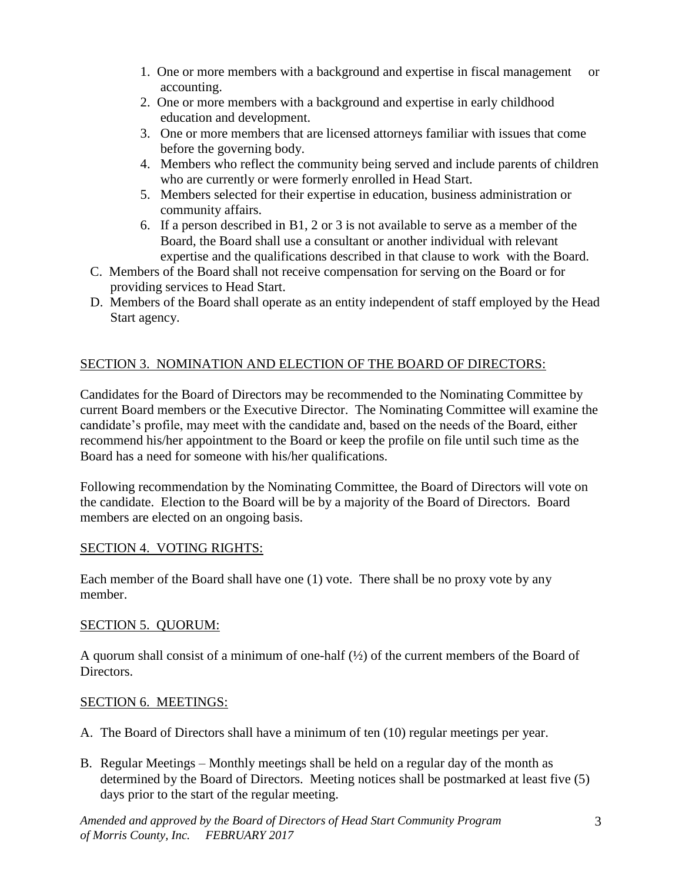1. One or more members with a background and expertise in fiscal management or accounting.
2. One or more members with a background and expertise in early childhood education and development.
3. One or more members that are licensed attorneys familiar with issues that come before the governing body.
4. Members who reflect the community being served and include parents of children who are currently or were formerly enrolled in Head Start.
5. Members selected for their expertise in education, business administration or community affairs.
6. If a person described in B1, 2 or 3 is not available to serve as a member of the Board, the Board shall use a consultant or another individual with relevant expertise and the qualifications described in that clause to work with the Board.

C. Members of the Board shall not receive compensation for serving on the Board or for providing services to Head Start.

D. Members of the Board shall operate as an entity independent of staff employed by the Head Start agency.

## SECTION 3. NOMINATION AND ELECTION OF THE BOARD OF DIRECTORS:

Candidates for the Board of Directors may be recommended to the Nominating Committee by current Board members or the Executive Director. The Nominating Committee will examine the candidate's profile, may meet with the candidate and, based on the needs of the Board, either recommend his/her appointment to the Board or keep the profile on file until such time as the Board has a need for someone with his/her qualifications.

Following recommendation by the Nominating Committee, the Board of Directors will vote on the candidate. Election to the Board will be by a majority of the Board of Directors. Board members are elected on an ongoing basis.

## SECTION 4. VOTING RIGHTS:

Each member of the Board shall have one (1) vote. There shall be no proxy vote by any member.

## SECTION 5. QUORUM:

A quorum shall consist of a minimum of one-half (½) of the current members of the Board of Directors.

## SECTION 6. MEETINGS:

A. The Board of Directors shall have a minimum of ten (10) regular meetings per year.

B. Regular Meetings – Monthly meetings shall be held on a regular day of the month as determined by the Board of Directors. Meeting notices shall be postmarked at least five (5) days prior to the start of the regular meeting.

*Amended and approved by the Board of Directors of Head Start Community Program of Morris County, Inc. FEBRUARY 2017*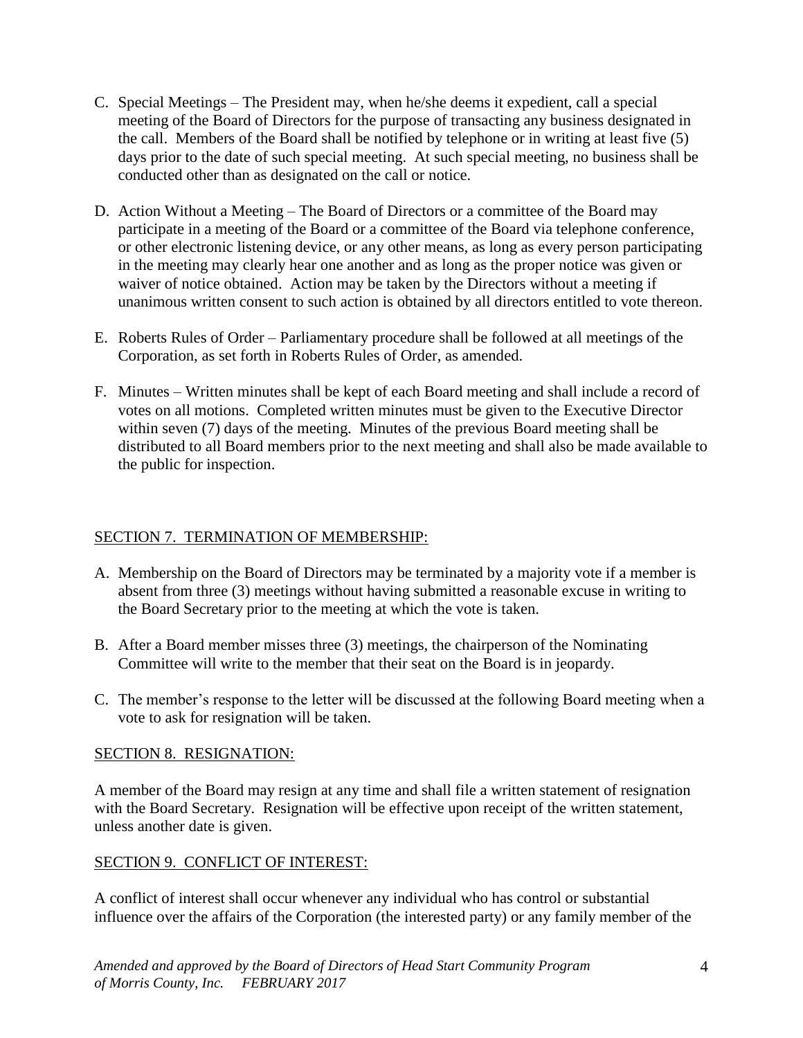C. Special Meetings – The President may, when he/she deems it expedient, call a special meeting of the Board of Directors for the purpose of transacting any business designated in the call. Members of the Board shall be notified by telephone or in writing at least five (5) days prior to the date of such special meeting. At such special meeting, no business shall be conducted other than as designated on the call or notice.

D. Action Without a Meeting – The Board of Directors or a committee of the Board may participate in a meeting of the Board or a committee of the Board via telephone conference, or other electronic listening device, or any other means, as long as every person participating in the meeting may clearly hear one another and as long as the proper notice was given or waiver of notice obtained. Action may be taken by the Directors without a meeting if unanimous written consent to such action is obtained by all directors entitled to vote thereon.

E. Roberts Rules of Order – Parliamentary procedure shall be followed at all meetings of the Corporation, as set forth in Roberts Rules of Order, as amended.

F. Minutes – Written minutes shall be kept of each Board meeting and shall include a record of votes on all motions. Completed written minutes must be given to the Executive Director within seven (7) days of the meeting. Minutes of the previous Board meeting shall be distributed to all Board members prior to the next meeting and shall also be made available to the public for inspection.

## SECTION 7. TERMINATION OF MEMBERSHIP:

A. Membership on the Board of Directors may be terminated by a majority vote if a member is absent from three (3) meetings without having submitted a reasonable excuse in writing to the Board Secretary prior to the meeting at which the vote is taken.

B. After a Board member misses three (3) meetings, the chairperson of the Nominating Committee will write to the member that their seat on the Board is in jeopardy.

C. The member's response to the letter will be discussed at the following Board meeting when a vote to ask for resignation will be taken.

## SECTION 8. RESIGNATION:

A member of the Board may resign at any time and shall file a written statement of resignation with the Board Secretary. Resignation will be effective upon receipt of the written statement, unless another date is given.

## SECTION 9. CONFLICT OF INTEREST:

A conflict of interest shall occur whenever any individual who has control or substantial influence over the affairs of the Corporation (the interested party) or any family member of the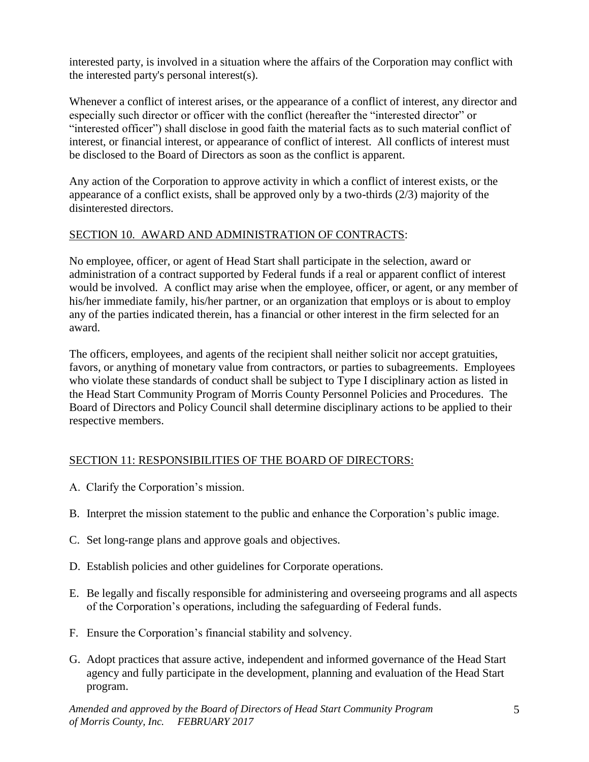interested party, is involved in a situation where the affairs of the Corporation may conflict with the interested party's personal interest(s).

Whenever a conflict of interest arises, or the appearance of a conflict of interest, any director and especially such director or officer with the conflict (hereafter the "interested director" or "interested officer") shall disclose in good faith the material facts as to such material conflict of interest, or financial interest, or appearance of conflict of interest. All conflicts of interest must be disclosed to the Board of Directors as soon as the conflict is apparent.

Any action of the Corporation to approve activity in which a conflict of interest exists, or the appearance of a conflict exists, shall be approved only by a two-thirds (2/3) majority of the disinterested directors.

SECTION 10. AWARD AND ADMINISTRATION OF CONTRACTS:

No employee, officer, or agent of Head Start shall participate in the selection, award or administration of a contract supported by Federal funds if a real or apparent conflict of interest would be involved. A conflict may arise when the employee, officer, or agent, or any member of his/her immediate family, his/her partner, or an organization that employs or is about to employ any of the parties indicated therein, has a financial or other interest in the firm selected for an award.

The officers, employees, and agents of the recipient shall neither solicit nor accept gratuities, favors, or anything of monetary value from contractors, or parties to subagreements. Employees who violate these standards of conduct shall be subject to Type I disciplinary action as listed in the Head Start Community Program of Morris County Personnel Policies and Procedures. The Board of Directors and Policy Council shall determine disciplinary actions to be applied to their respective members.

SECTION 11: RESPONSIBILITIES OF THE BOARD OF DIRECTORS:

A. Clarify the Corporation's mission.

B. Interpret the mission statement to the public and enhance the Corporation's public image.

C. Set long-range plans and approve goals and objectives.

D. Establish policies and other guidelines for Corporate operations.

E. Be legally and fiscally responsible for administering and overseeing programs and all aspects of the Corporation's operations, including the safeguarding of Federal funds.

F. Ensure the Corporation's financial stability and solvency.

G. Adopt practices that assure active, independent and informed governance of the Head Start agency and fully participate in the development, planning and evaluation of the Head Start program.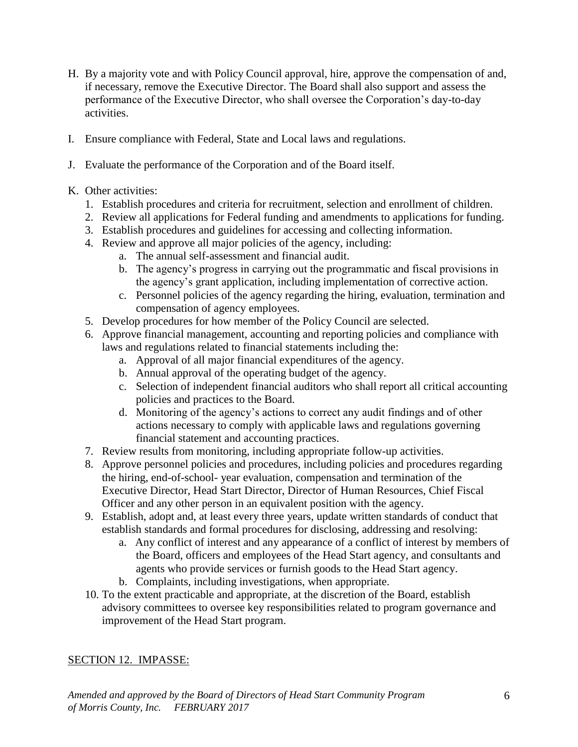H. By a majority vote and with Policy Council approval, hire, approve the compensation of and, if necessary, remove the Executive Director. The Board shall also support and assess the performance of the Executive Director, who shall oversee the Corporation's day-to-day activities.

I. Ensure compliance with Federal, State and Local laws and regulations.

J. Evaluate the performance of the Corporation and of the Board itself.

K. Other activities:
   1. Establish procedures and criteria for recruitment, selection and enrollment of children.
   2. Review all applications for Federal funding and amendments to applications for funding.
   3. Establish procedures and guidelines for accessing and collecting information.
   4. Review and approve all major policies of the agency, including:
      a. The annual self-assessment and financial audit.
      b. The agency's progress in carrying out the programmatic and fiscal provisions in the agency's grant application, including implementation of corrective action.
      c. Personnel policies of the agency regarding the hiring, evaluation, termination and compensation of agency employees.
   5. Develop procedures for how member of the Policy Council are selected.
   6. Approve financial management, accounting and reporting policies and compliance with laws and regulations related to financial statements including the:
      a. Approval of all major financial expenditures of the agency.
      b. Annual approval of the operating budget of the agency.
      c. Selection of independent financial auditors who shall report all critical accounting policies and practices to the Board.
      d. Monitoring of the agency's actions to correct any audit findings and of other actions necessary to comply with applicable laws and regulations governing financial statement and accounting practices.
   7. Review results from monitoring, including appropriate follow-up activities.
   8. Approve personnel policies and procedures, including policies and procedures regarding the hiring, end-of-school- year evaluation, compensation and termination of the Executive Director, Head Start Director, Director of Human Resources, Chief Fiscal Officer and any other person in an equivalent position with the agency.
   9. Establish, adopt and, at least every three years, update written standards of conduct that establish standards and formal procedures for disclosing, addressing and resolving:
      a. Any conflict of interest and any appearance of a conflict of interest by members of the Board, officers and employees of the Head Start agency, and consultants and agents who provide services or furnish goods to the Head Start agency.
      b. Complaints, including investigations, when appropriate.
   10. To the extent practicable and appropriate, at the discretion of the Board, establish advisory committees to oversee key responsibilities related to program governance and improvement of the Head Start program.

<u>SECTION 12. IMPASSE:</u>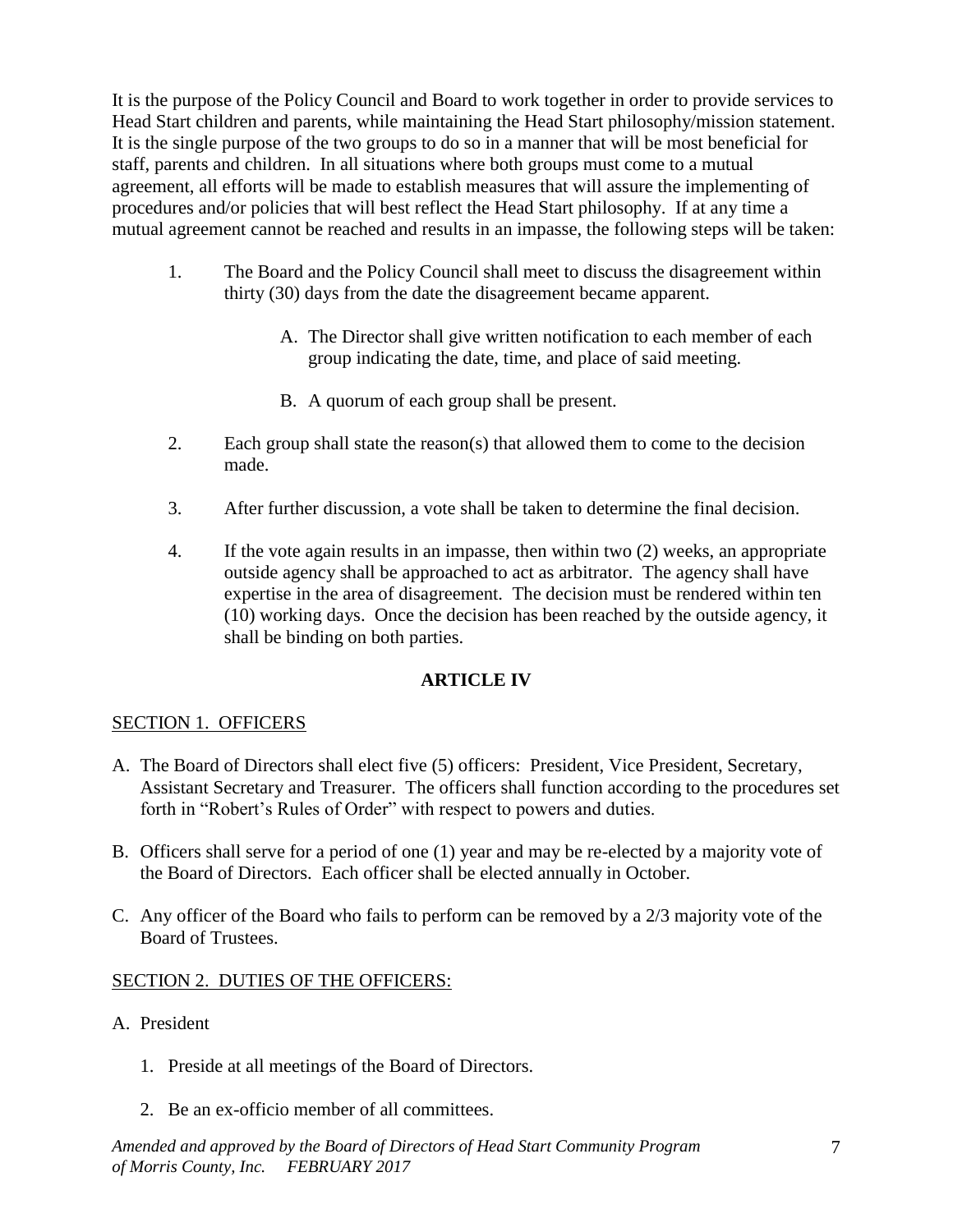It is the purpose of the Policy Council and Board to work together in order to provide services to Head Start children and parents, while maintaining the Head Start philosophy/mission statement. It is the single purpose of the two groups to do so in a manner that will be most beneficial for staff, parents and children. In all situations where both groups must come to a mutual agreement, all efforts will be made to establish measures that will assure the implementing of procedures and/or policies that will best reflect the Head Start philosophy. If at any time a mutual agreement cannot be reached and results in an impasse, the following steps will be taken:

1. The Board and the Policy Council shall meet to discuss the disagreement within thirty (30) days from the date the disagreement became apparent.

   A. The Director shall give written notification to each member of each group indicating the date, time, and place of said meeting.

   B. A quorum of each group shall be present.

2. Each group shall state the reason(s) that allowed them to come to the decision made.

3. After further discussion, a vote shall be taken to determine the final decision.

4. If the vote again results in an impasse, then within two (2) weeks, an appropriate outside agency shall be approached to act as arbitrator. The agency shall have expertise in the area of disagreement. The decision must be rendered within ten (10) working days. Once the decision has been reached by the outside agency, it shall be binding on both parties.

## ARTICLE IV

SECTION 1. OFFICERS

A. The Board of Directors shall elect five (5) officers: President, Vice President, Secretary, Assistant Secretary and Treasurer. The officers shall function according to the procedures set forth in "Robert's Rules of Order" with respect to powers and duties.

B. Officers shall serve for a period of one (1) year and may be re-elected by a majority vote of the Board of Directors. Each officer shall be elected annually in October.

C. Any officer of the Board who fails to perform can be removed by a 2/3 majority vote of the Board of Trustees.

SECTION 2. DUTIES OF THE OFFICERS:

A. President

   1. Preside at all meetings of the Board of Directors.

   2. Be an ex-officio member of all committees.

*Amended and approved by the Board of Directors of Head Start Community Program of Morris County, Inc. FEBRUARY 2017*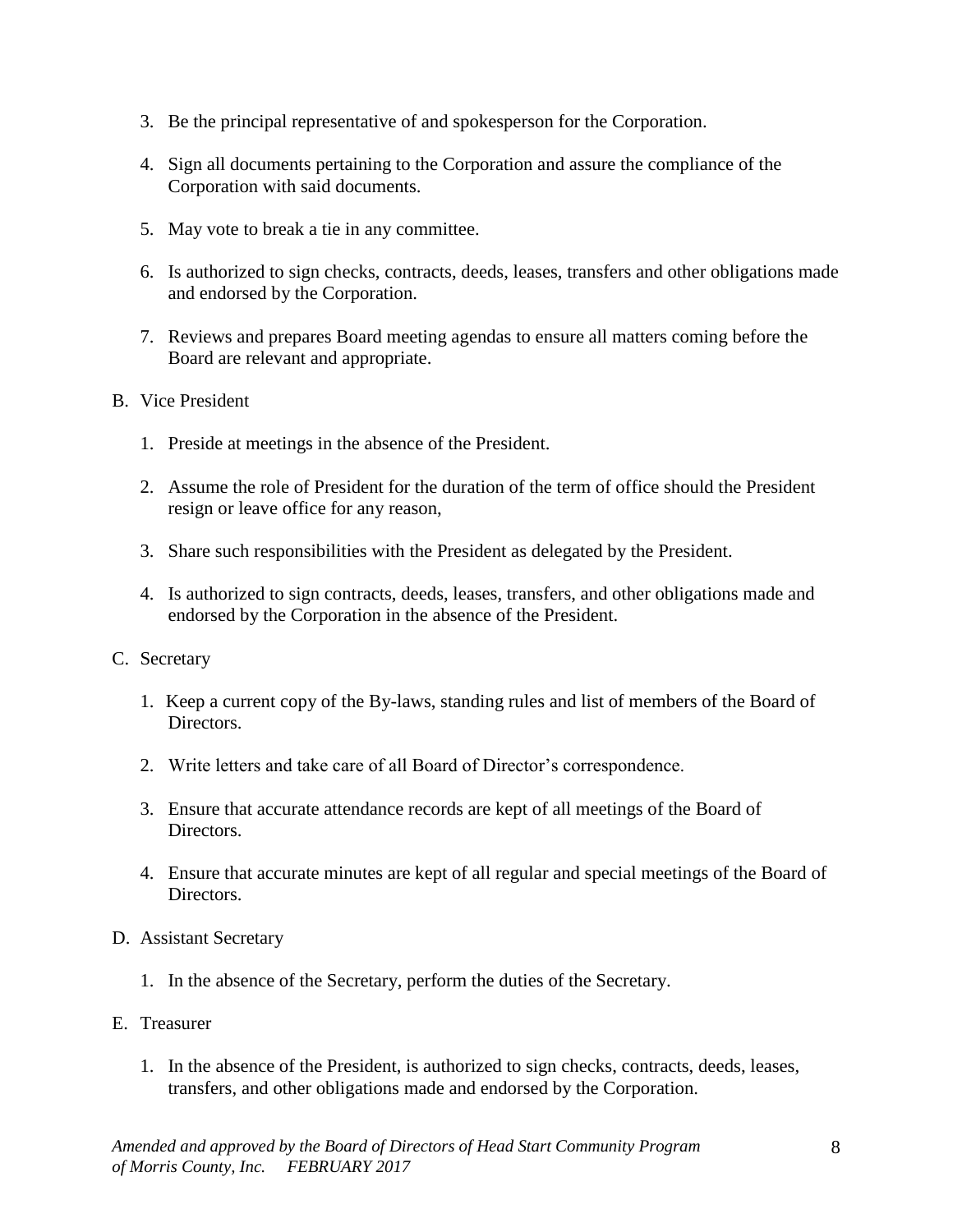3. Be the principal representative of and spokesperson for the Corporation.

4. Sign all documents pertaining to the Corporation and assure the compliance of the Corporation with said documents.

5. May vote to break a tie in any committee.

6. Is authorized to sign checks, contracts, deeds, leases, transfers and other obligations made and endorsed by the Corporation.

7. Reviews and prepares Board meeting agendas to ensure all matters coming before the Board are relevant and appropriate.

B. Vice President

   1. Preside at meetings in the absence of the President.

   2. Assume the role of President for the duration of the term of office should the President resign or leave office for any reason,

   3. Share such responsibilities with the President as delegated by the President.

   4. Is authorized to sign contracts, deeds, leases, transfers, and other obligations made and endorsed by the Corporation in the absence of the President.

C. Secretary

   1. Keep a current copy of the By-laws, standing rules and list of members of the Board of Directors.

   2. Write letters and take care of all Board of Director's correspondence.

   3. Ensure that accurate attendance records are kept of all meetings of the Board of Directors.

   4. Ensure that accurate minutes are kept of all regular and special meetings of the Board of Directors.

D. Assistant Secretary

   1. In the absence of the Secretary, perform the duties of the Secretary.

E. Treasurer

   1. In the absence of the President, is authorized to sign checks, contracts, deeds, leases, transfers, and other obligations made and endorsed by the Corporation.

*Amended and approved by the Board of Directors of Head Start Community Program of Morris County, Inc. FEBRUARY 2017*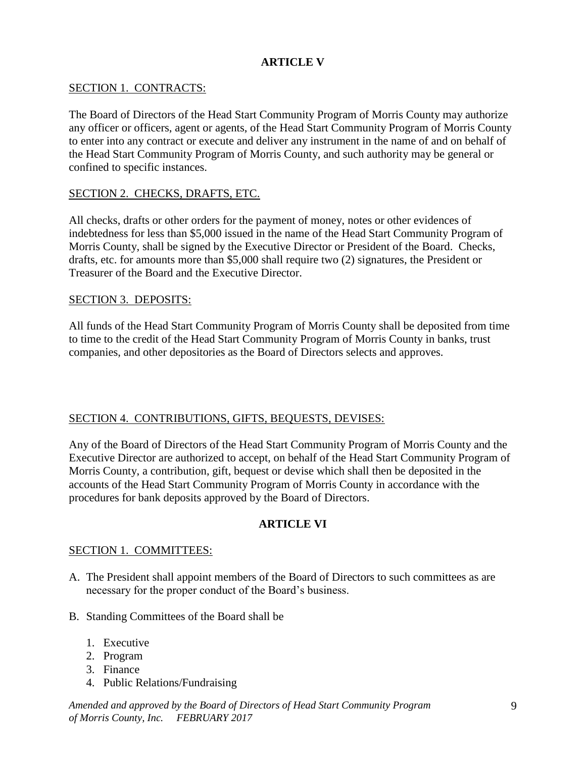## ARTICLE V

SECTION 1. CONTRACTS:

The Board of Directors of the Head Start Community Program of Morris County may authorize any officer or officers, agent or agents, of the Head Start Community Program of Morris County to enter into any contract or execute and deliver any instrument in the name of and on behalf of the Head Start Community Program of Morris County, and such authority may be general or confined to specific instances.

SECTION 2. CHECKS, DRAFTS, ETC.

All checks, drafts or other orders for the payment of money, notes or other evidences of indebtedness for less than $5,000 issued in the name of the Head Start Community Program of Morris County, shall be signed by the Executive Director or President of the Board. Checks, drafts, etc. for amounts more than $5,000 shall require two (2) signatures, the President or Treasurer of the Board and the Executive Director.

SECTION 3. DEPOSITS:

All funds of the Head Start Community Program of Morris County shall be deposited from time to time to the credit of the Head Start Community Program of Morris County in banks, trust companies, and other depositories as the Board of Directors selects and approves.

SECTION 4. CONTRIBUTIONS, GIFTS, BEQUESTS, DEVISES:

Any of the Board of Directors of the Head Start Community Program of Morris County and the Executive Director are authorized to accept, on behalf of the Head Start Community Program of Morris County, a contribution, gift, bequest or devise which shall then be deposited in the accounts of the Head Start Community Program of Morris County in accordance with the procedures for bank deposits approved by the Board of Directors.

## ARTICLE VI

SECTION 1. COMMITTEES:

A. The President shall appoint members of the Board of Directors to such committees as are necessary for the proper conduct of the Board's business.

B. Standing Committees of the Board shall be

   1. Executive
   2. Program
   3. Finance
   4. Public Relations/Fundraising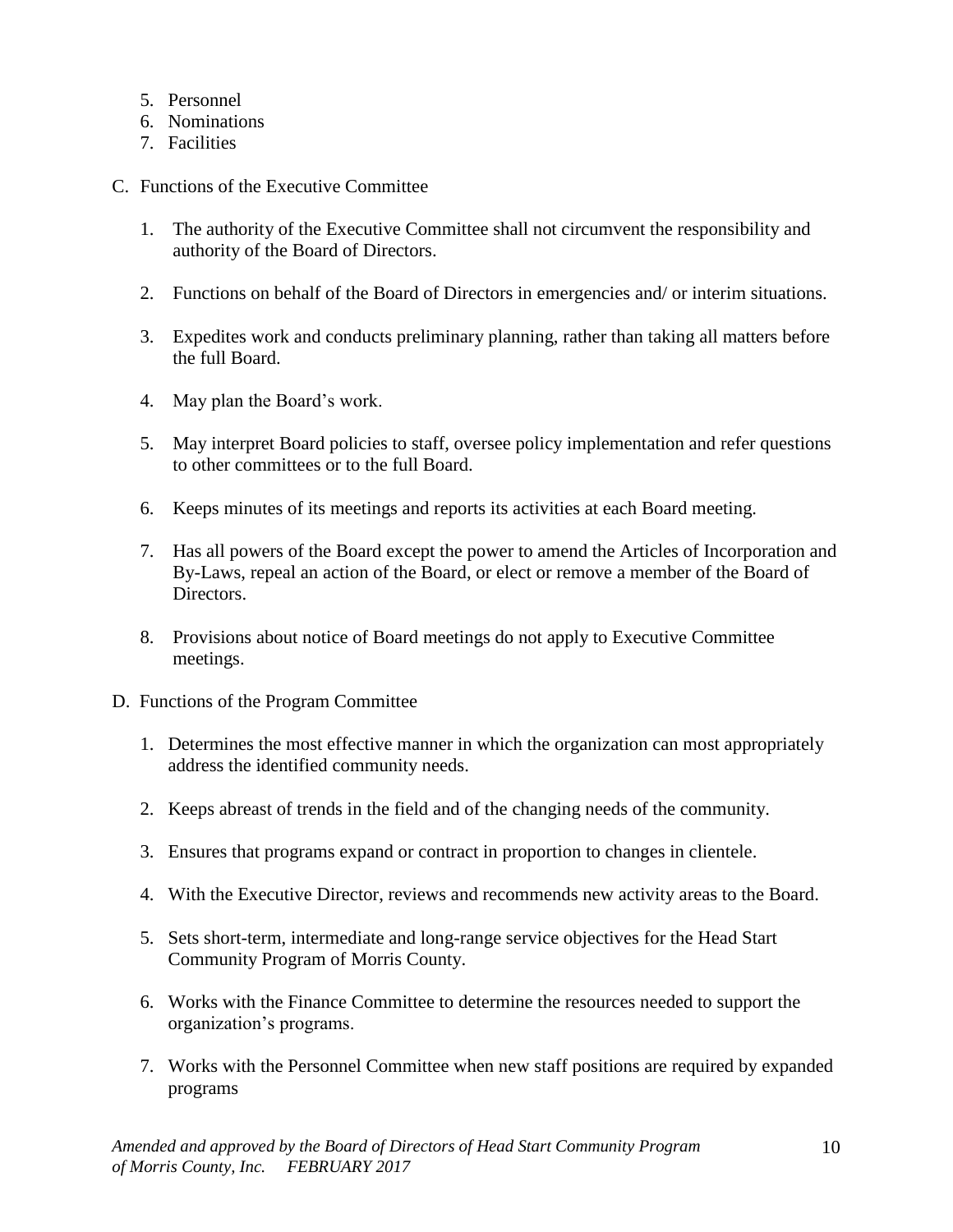5. Personnel
6. Nominations
7. Facilities

C. Functions of the Executive Committee

1. The authority of the Executive Committee shall not circumvent the responsibility and authority of the Board of Directors.

2. Functions on behalf of the Board of Directors in emergencies and/ or interim situations.

3. Expedites work and conducts preliminary planning, rather than taking all matters before the full Board.

4. May plan the Board's work.

5. May interpret Board policies to staff, oversee policy implementation and refer questions to other committees or to the full Board.

6. Keeps minutes of its meetings and reports its activities at each Board meeting.

7. Has all powers of the Board except the power to amend the Articles of Incorporation and By-Laws, repeal an action of the Board, or elect or remove a member of the Board of Directors.

8. Provisions about notice of Board meetings do not apply to Executive Committee meetings.

D. Functions of the Program Committee

1. Determines the most effective manner in which the organization can most appropriately address the identified community needs.

2. Keeps abreast of trends in the field and of the changing needs of the community.

3. Ensures that programs expand or contract in proportion to changes in clientele.

4. With the Executive Director, reviews and recommends new activity areas to the Board.

5. Sets short-term, intermediate and long-range service objectives for the Head Start Community Program of Morris County.

6. Works with the Finance Committee to determine the resources needed to support the organization's programs.

7. Works with the Personnel Committee when new staff positions are required by expanded programs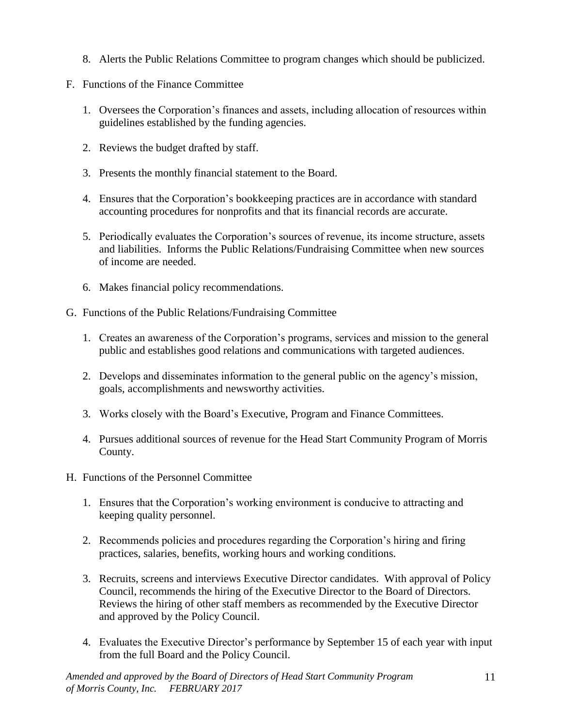8. Alerts the Public Relations Committee to program changes which should be publicized.

F. Functions of the Finance Committee

   1. Oversees the Corporation's finances and assets, including allocation of resources within guidelines established by the funding agencies.

   2. Reviews the budget drafted by staff.

   3. Presents the monthly financial statement to the Board.

   4. Ensures that the Corporation's bookkeeping practices are in accordance with standard accounting procedures for nonprofits and that its financial records are accurate.

   5. Periodically evaluates the Corporation's sources of revenue, its income structure, assets and liabilities. Informs the Public Relations/Fundraising Committee when new sources of income are needed.

   6. Makes financial policy recommendations.

G. Functions of the Public Relations/Fundraising Committee

   1. Creates an awareness of the Corporation's programs, services and mission to the general public and establishes good relations and communications with targeted audiences.

   2. Develops and disseminates information to the general public on the agency's mission, goals, accomplishments and newsworthy activities.

   3. Works closely with the Board's Executive, Program and Finance Committees.

   4. Pursues additional sources of revenue for the Head Start Community Program of Morris County.

H. Functions of the Personnel Committee

   1. Ensures that the Corporation's working environment is conducive to attracting and keeping quality personnel.

   2. Recommends policies and procedures regarding the Corporation's hiring and firing practices, salaries, benefits, working hours and working conditions.

   3. Recruits, screens and interviews Executive Director candidates. With approval of Policy Council, recommends the hiring of the Executive Director to the Board of Directors. Reviews the hiring of other staff members as recommended by the Executive Director and approved by the Policy Council.

   4. Evaluates the Executive Director's performance by September 15 of each year with input from the full Board and the Policy Council.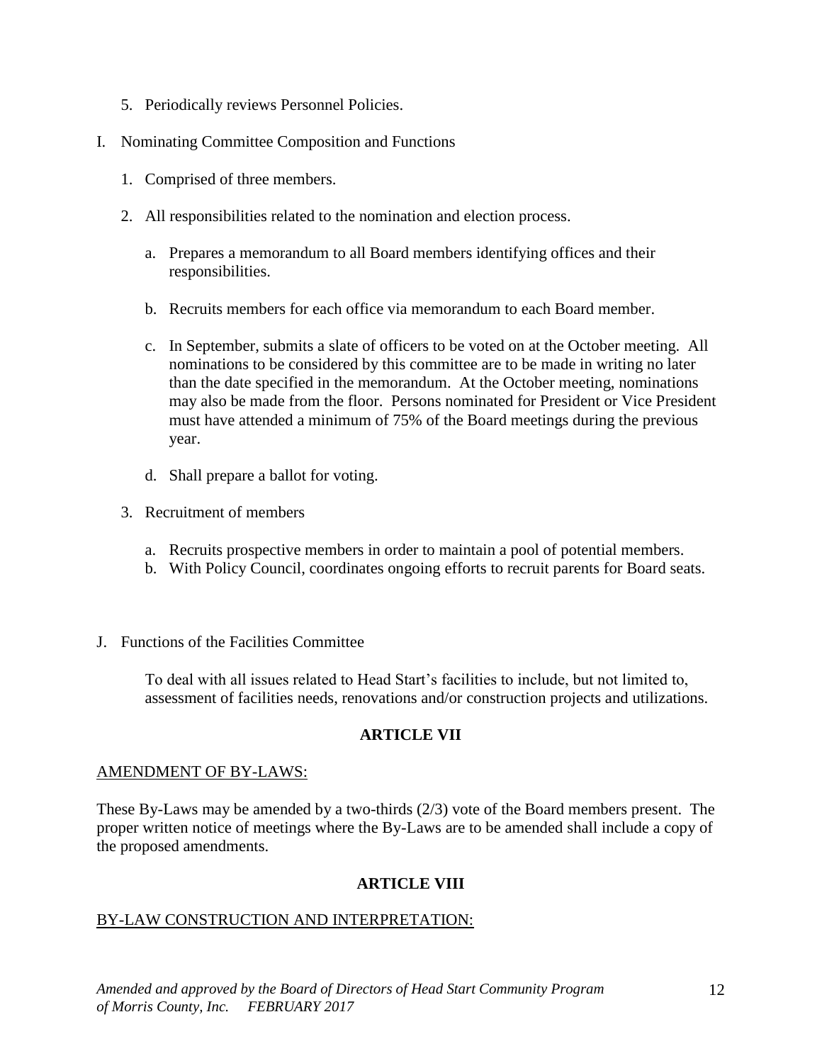5. Periodically reviews Personnel Policies.

I. Nominating Committee Composition and Functions

   1. Comprised of three members.

   2. All responsibilities related to the nomination and election process.

      a. Prepares a memorandum to all Board members identifying offices and their responsibilities.

      b. Recruits members for each office via memorandum to each Board member.

      c. In September, submits a slate of officers to be voted on at the October meeting. All nominations to be considered by this committee are to be made in writing no later than the date specified in the memorandum. At the October meeting, nominations may also be made from the floor. Persons nominated for President or Vice President must have attended a minimum of 75% of the Board meetings during the previous year.

      d. Shall prepare a ballot for voting.

   3. Recruitment of members

      a. Recruits prospective members in order to maintain a pool of potential members.
      b. With Policy Council, coordinates ongoing efforts to recruit parents for Board seats.

J. Functions of the Facilities Committee

   To deal with all issues related to Head Start's facilities to include, but not limited to, assessment of facilities needs, renovations and/or construction projects and utilizations.

## ARTICLE VII

AMENDMENT OF BY-LAWS:

These By-Laws may be amended by a two-thirds (2/3) vote of the Board members present. The proper written notice of meetings where the By-Laws are to be amended shall include a copy of the proposed amendments.

## ARTICLE VIII

BY-LAW CONSTRUCTION AND INTERPRETATION:

*Amended and approved by the Board of Directors of Head Start Community Program of Morris County, Inc. FEBRUARY 2017*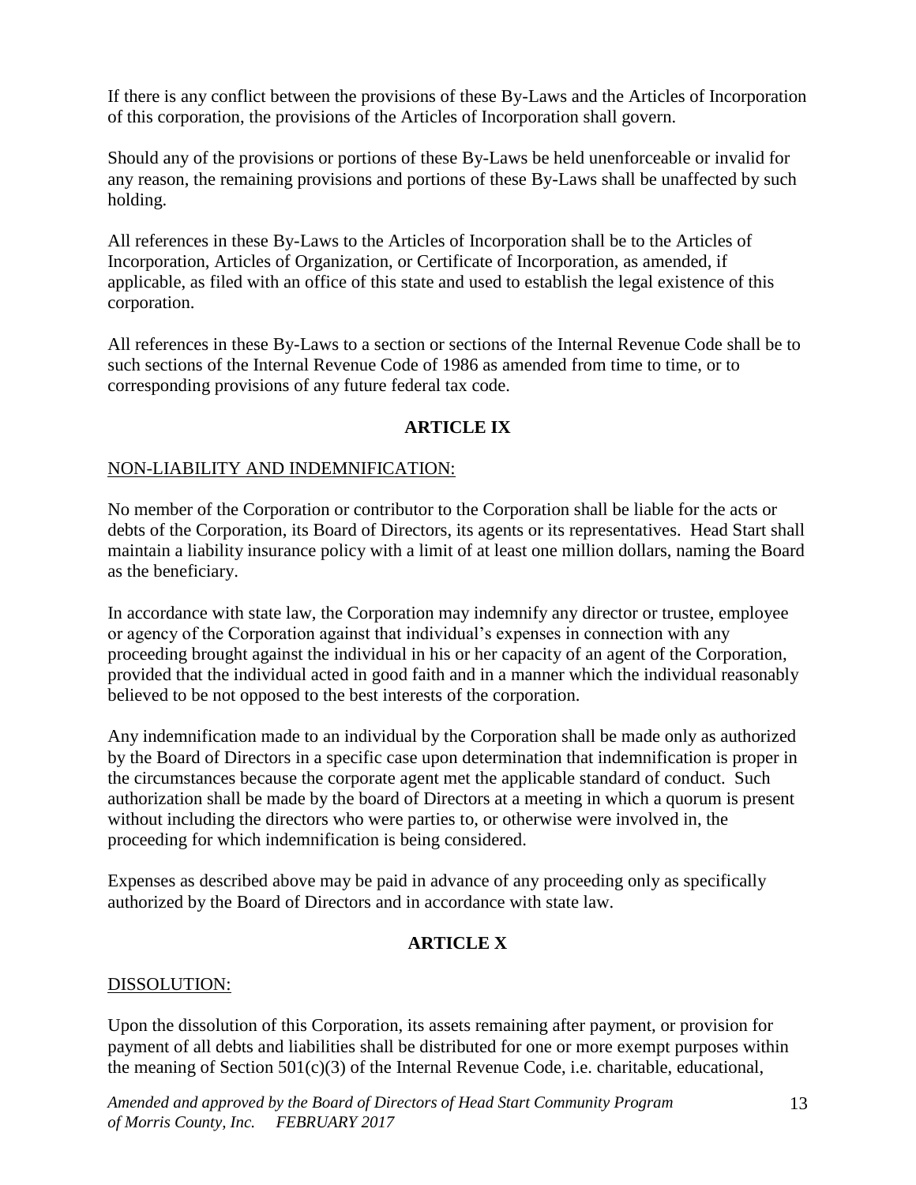If there is any conflict between the provisions of these By-Laws and the Articles of Incorporation of this corporation, the provisions of the Articles of Incorporation shall govern.

Should any of the provisions or portions of these By-Laws be held unenforceable or invalid for any reason, the remaining provisions and portions of these By-Laws shall be unaffected by such holding.

All references in these By-Laws to the Articles of Incorporation shall be to the Articles of Incorporation, Articles of Organization, or Certificate of Incorporation, as amended, if applicable, as filed with an office of this state and used to establish the legal existence of this corporation.

All references in these By-Laws to a section or sections of the Internal Revenue Code shall be to such sections of the Internal Revenue Code of 1986 as amended from time to time, or to corresponding provisions of any future federal tax code.

## ARTICLE IX

NON-LIABILITY AND INDEMNIFICATION:

No member of the Corporation or contributor to the Corporation shall be liable for the acts or debts of the Corporation, its Board of Directors, its agents or its representatives. Head Start shall maintain a liability insurance policy with a limit of at least one million dollars, naming the Board as the beneficiary.

In accordance with state law, the Corporation may indemnify any director or trustee, employee or agency of the Corporation against that individual's expenses in connection with any proceeding brought against the individual in his or her capacity of an agent of the Corporation, provided that the individual acted in good faith and in a manner which the individual reasonably believed to be not opposed to the best interests of the corporation.

Any indemnification made to an individual by the Corporation shall be made only as authorized by the Board of Directors in a specific case upon determination that indemnification is proper in the circumstances because the corporate agent met the applicable standard of conduct. Such authorization shall be made by the board of Directors at a meeting in which a quorum is present without including the directors who were parties to, or otherwise were involved in, the proceeding for which indemnification is being considered.

Expenses as described above may be paid in advance of any proceeding only as specifically authorized by the Board of Directors and in accordance with state law.

## ARTICLE X

DISSOLUTION:

Upon the dissolution of this Corporation, its assets remaining after payment, or provision for payment of all debts and liabilities shall be distributed for one or more exempt purposes within the meaning of Section 501(c)(3) of the Internal Revenue Code, i.e. charitable, educational,

*Amended and approved by the Board of Directors of Head Start Community Program of Morris County, Inc. FEBRUARY 2017*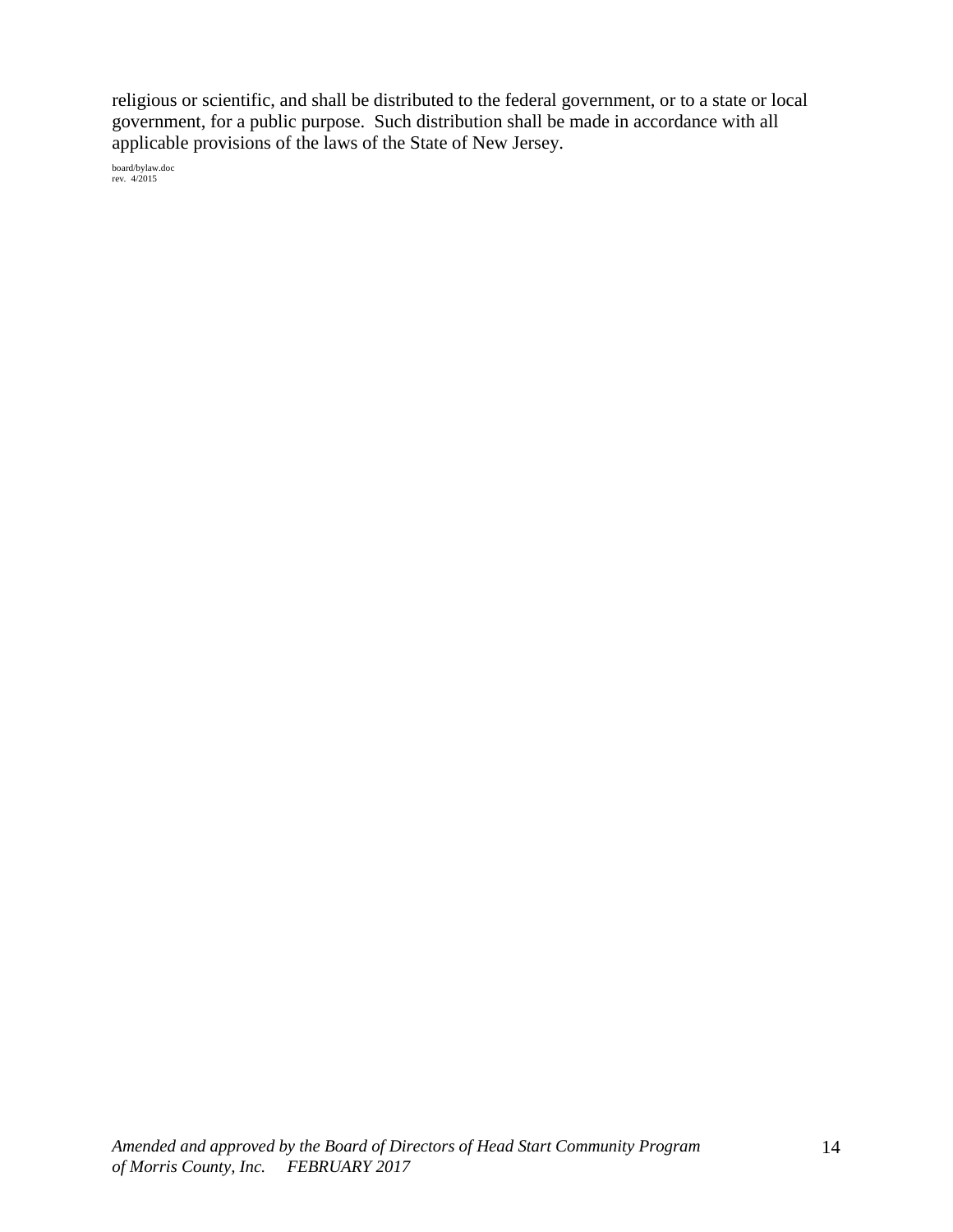religious or scientific, and shall be distributed to the federal government, or to a state or local government, for a public purpose. Such distribution shall be made in accordance with all applicable provisions of the laws of the State of New Jersey.

board/bylaw.doc
rev. 4/2015